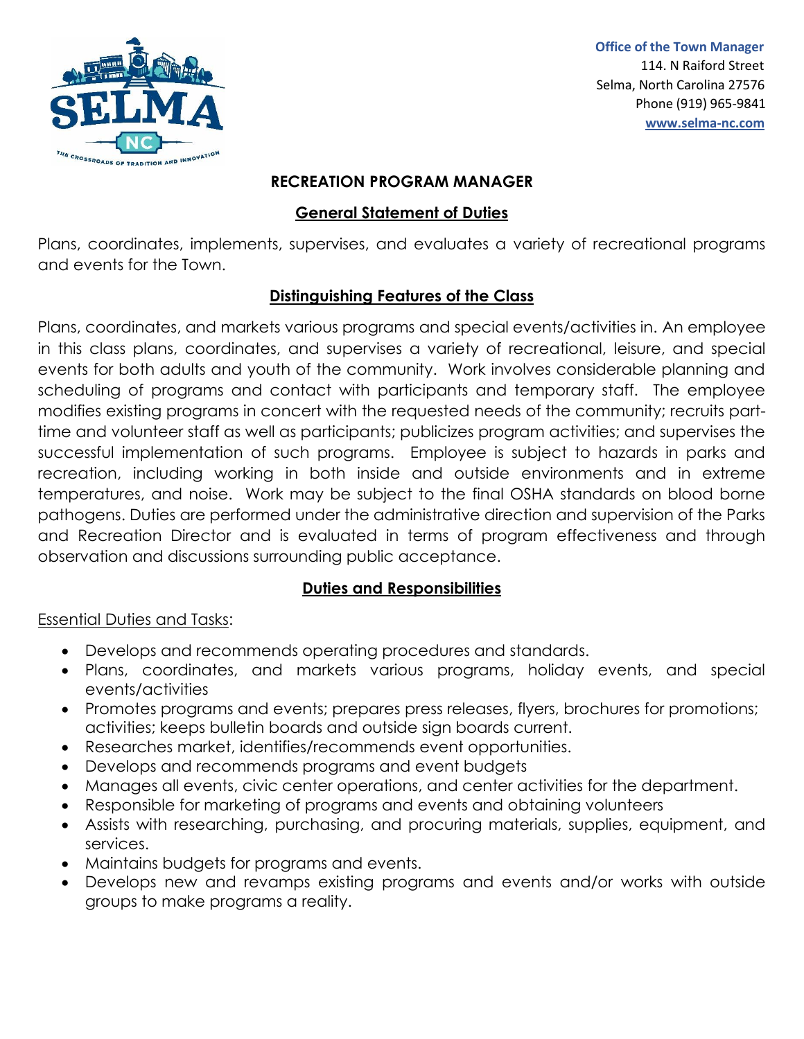**Office of the Town Manager**
114. N Raiford Street
Selma, North Carolina 27576
Phone (919) 965-9841
www.selma-nc.com

# RECREATION PROGRAM MANAGER

## General Statement of Duties

Plans, coordinates, implements, supervises, and evaluates a variety of recreational programs and events for the Town.

## Distinguishing Features of the Class

Plans, coordinates, and markets various programs and special events/activities in. An employee in this class plans, coordinates, and supervises a variety of recreational, leisure, and special events for both adults and youth of the community. Work involves considerable planning and scheduling of programs and contact with participants and temporary staff. The employee modifies existing programs in concert with the requested needs of the community; recruits part-time and volunteer staff as well as participants; publicizes program activities; and supervises the successful implementation of such programs. Employee is subject to hazards in parks and recreation, including working in both inside and outside environments and in extreme temperatures, and noise. Work may be subject to the final OSHA standards on blood borne pathogens. Duties are performed under the administrative direction and supervision of the Parks and Recreation Director and is evaluated in terms of program effectiveness and through observation and discussions surrounding public acceptance.

## Duties and Responsibilities

Essential Duties and Tasks:

- Develops and recommends operating procedures and standards.
- Plans, coordinates, and markets various programs, holiday events, and special events/activities
- Promotes programs and events; prepares press releases, flyers, brochures for promotions; activities; keeps bulletin boards and outside sign boards current.
- Researches market, identifies/recommends event opportunities.
- Develops and recommends programs and event budgets
- Manages all events, civic center operations, and center activities for the department.
- Responsible for marketing of programs and events and obtaining volunteers
- Assists with researching, purchasing, and procuring materials, supplies, equipment, and services.
- Maintains budgets for programs and events.
- Develops new and revamps existing programs and events and/or works with outside groups to make programs a reality.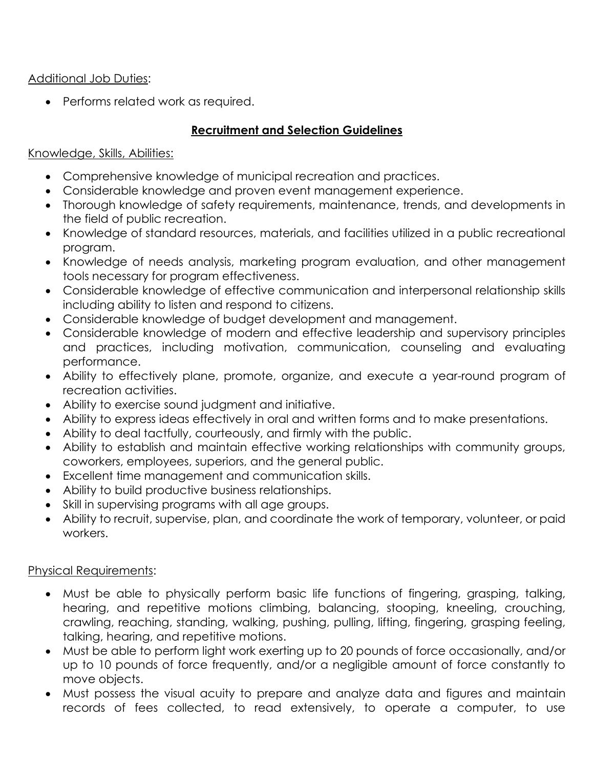Additional Job Duties:

- Performs related work as required.

**Recruitment and Selection Guidelines**

Knowledge, Skills, Abilities:

- Comprehensive knowledge of municipal recreation and practices.
- Considerable knowledge and proven event management experience.
- Thorough knowledge of safety requirements, maintenance, trends, and developments in the field of public recreation.
- Knowledge of standard resources, materials, and facilities utilized in a public recreational program.
- Knowledge of needs analysis, marketing program evaluation, and other management tools necessary for program effectiveness.
- Considerable knowledge of effective communication and interpersonal relationship skills including ability to listen and respond to citizens.
- Considerable knowledge of budget development and management.
- Considerable knowledge of modern and effective leadership and supervisory principles and practices, including motivation, communication, counseling and evaluating performance.
- Ability to effectively plane, promote, organize, and execute a year-round program of recreation activities.
- Ability to exercise sound judgment and initiative.
- Ability to express ideas effectively in oral and written forms and to make presentations.
- Ability to deal tactfully, courteously, and firmly with the public.
- Ability to establish and maintain effective working relationships with community groups, coworkers, employees, superiors, and the general public.
- Excellent time management and communication skills.
- Ability to build productive business relationships.
- Skill in supervising programs with all age groups.
- Ability to recruit, supervise, plan, and coordinate the work of temporary, volunteer, or paid workers.

Physical Requirements:

- Must be able to physically perform basic life functions of fingering, grasping, talking, hearing, and repetitive motions climbing, balancing, stooping, kneeling, crouching, crawling, reaching, standing, walking, pushing, pulling, lifting, fingering, grasping feeling, talking, hearing, and repetitive motions.
- Must be able to perform light work exerting up to 20 pounds of force occasionally, and/or up to 10 pounds of force frequently, and/or a negligible amount of force constantly to move objects.
- Must possess the visual acuity to prepare and analyze data and figures and maintain records of fees collected, to read extensively, to operate a computer, to use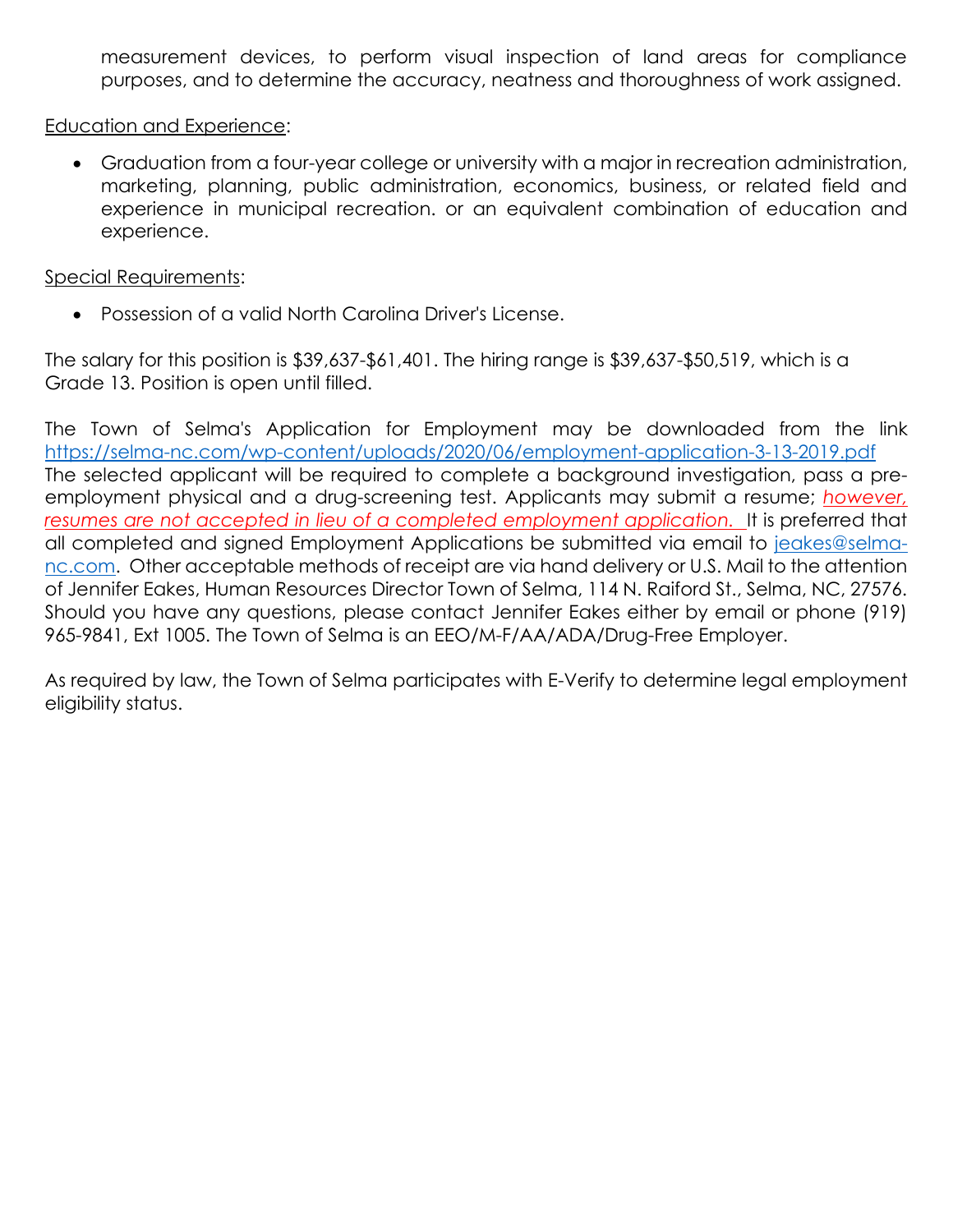measurement devices, to perform visual inspection of land areas for compliance purposes, and to determine the accuracy, neatness and thoroughness of work assigned.

Education and Experience:

- Graduation from a four-year college or university with a major in recreation administration, marketing, planning, public administration, economics, business, or related field and experience in municipal recreation. or an equivalent combination of education and experience.

Special Requirements:

- Possession of a valid North Carolina Driver's License.

The salary for this position is $39,637-$61,401. The hiring range is $39,637-$50,519, which is a Grade 13. Position is open until filled.

The Town of Selma's Application for Employment may be downloaded from the link https://selma-nc.com/wp-content/uploads/2020/06/employment-application-3-13-2019.pdf The selected applicant will be required to complete a background investigation, pass a pre-employment physical and a drug-screening test. Applicants may submit a resume; *however, resumes are not accepted in lieu of a completed employment application.* It is preferred that all completed and signed Employment Applications be submitted via email to jeakes@selma-nc.com. Other acceptable methods of receipt are via hand delivery or U.S. Mail to the attention of Jennifer Eakes, Human Resources Director Town of Selma, 114 N. Raiford St., Selma, NC, 27576. Should you have any questions, please contact Jennifer Eakes either by email or phone (919) 965-9841, Ext 1005. The Town of Selma is an EEO/M-F/AA/ADA/Drug-Free Employer.

As required by law, the Town of Selma participates with E-Verify to determine legal employment eligibility status.